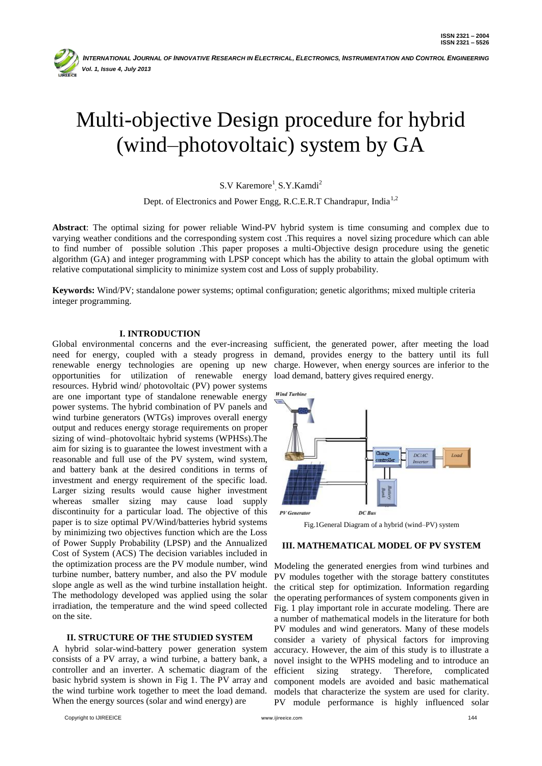# Multi-objective Design procedure for hybrid (wind–photovoltaic) system by GA

S.V Karemore[1], S.Y.Kamdi[2]

Dept. of Electronics and Power Engg, R.C.E.R.T Chandrapur, India[1,2]

**Abstract**: The optimal sizing for power reliable Wind-PV hybrid system is time consuming and complex due to varying weather conditions and the corresponding system cost .This requires a novel sizing procedure which can able to find number of possible solution .This paper proposes a multi-Objective design procedure using the genetic algorithm (GA) and integer programming with LPSP concept which has the ability to attain the global optimum with relative computational simplicity to minimize system cost and Loss of supply probability.

**Keywords:** Wind/PV; standalone power systems; optimal configuration; genetic algorithms; mixed multiple criteria integer programming.

## I. INTRODUCTION

Global environmental concerns and the ever-increasing need for energy, coupled with a steady progress in renewable energy technologies are opening up new opportunities for utilization of renewable energy resources. Hybrid wind/ photovoltaic (PV) power systems are one important type of standalone renewable energy power systems. The hybrid combination of PV panels and wind turbine generators (WTGs) improves overall energy output and reduces energy storage requirements on proper sizing of wind–photovoltaic hybrid systems (WPHSs).The aim for sizing is to guarantee the lowest investment with a reasonable and full use of the PV system, wind system, and battery bank at the desired conditions in terms of investment and energy requirement of the specific load. Larger sizing results would cause higher investment whereas smaller sizing may cause load supply discontinuity for a particular load. The objective of this paper is to size optimal PV/Wind/batteries hybrid systems by minimizing two objectives function which are the Loss of Power Supply Probability (LPSP) and the Annualized Cost of System (ACS) The decision variables included in the optimization process are the PV module number, wind turbine number, battery number, and also the PV module slope angle as well as the wind turbine installation height. The methodology developed was applied using the solar irradiation, the temperature and the wind speed collected on the site.

## II. STRUCTURE OF THE STUDIED SYSTEM

A hybrid solar-wind-battery power generation system consists of a PV array, a wind turbine, a battery bank, a controller and an inverter. A schematic diagram of the basic hybrid system is shown in Fig 1. The PV array and the wind turbine work together to meet the load demand. When the energy sources (solar and wind energy) are sufficient, the generated power, after meeting the load demand, provides energy to the battery until its full charge. However, when energy sources are inferior to the load demand, battery gives required energy.

Fig.1General Diagram of a hybrid (wind–PV) system

## III. MATHEMATICAL MODEL OF PV SYSTEM

Modeling the generated energies from wind turbines and PV modules together with the storage battery constitutes the critical step for optimization. Information regarding the operating performances of system components given in Fig. 1 play important role in accurate modeling. There are a number of mathematical models in the literature for both PV modules and wind generators. Many of these models consider a variety of physical factors for improving accuracy. However, the aim of this study is to illustrate a novel insight to the WPHS modeling and to introduce an efficient sizing strategy. Therefore, complicated component models are avoided and basic mathematical models that characterize the system are used for clarity. PV module performance is highly influenced solar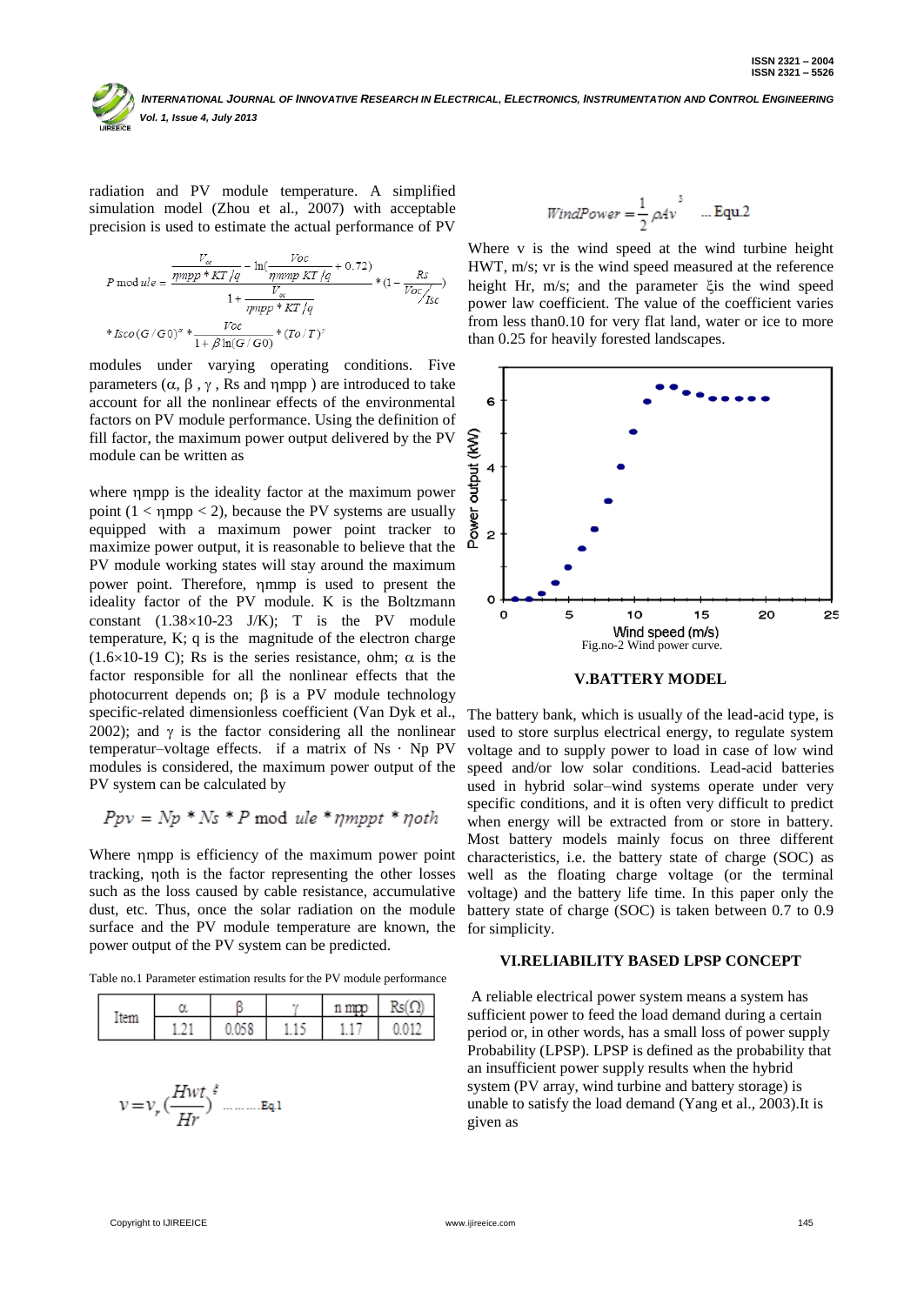radiation and PV module temperature. A simplified simulation model (Zhou et al., 2007) with acceptable precision is used to estimate the actual performance of PV modules under varying operating conditions. Five parameters (α, β , γ , Rs and ηmpp ) are introduced to take account for all the nonlinear effects of the environmental factors on PV module performance. Using the definition of fill factor, the maximum power output delivered by the PV module can be written as

$$P\,module = \frac{\frac{V_{oc}}{\eta mpp * KT/q} - \ln\left(\frac{Voc}{\eta mmp\ KT/q} + 0.72\right)}{1 + \frac{V_{oc}}{\eta mpp * KT/q}} * \left(1 - \frac{Rs}{Voc/Isc}\right) * Isco(G/G0)^{\alpha} * \frac{Voc}{1 + \beta \ln(G/G0)} * (To/T)^{\gamma}$$

where ηmpp is the ideality factor at the maximum power point (1 < ηmpp < 2), because the PV systems are usually equipped with a maximum power point tracker to maximize power output, it is reasonable to believe that the PV module working states will stay around the maximum power point. Therefore, ηmmp is used to present the ideality factor of the PV module. K is the Boltzmann constant (1.38×10-23 J/K); T is the PV module temperature, K; q is the magnitude of the electron charge (1.6×10-19 C); Rs is the series resistance, ohm; α is the factor responsible for all the nonlinear effects that the photocurrent depends on; β is a PV module technology specific-related dimensionless coefficient (Van Dyk et al., 2002); and γ is the factor considering all the nonlinear temperatur–voltage effects. if a matrix of Ns · Np PV modules is considered, the maximum power output of the PV system can be calculated by

$$Ppv = Np * Ns * P\,mod\ ule * \eta mppt * \eta oth$$

Where ηmpp is efficiency of the maximum power point tracking, ηoth is the factor representing the other losses such as the loss caused by cable resistance, accumulative dust, etc. Thus, once the solar radiation on the module surface and the PV module temperature are known, the power output of the PV system can be predicted.

Table no.1 Parameter estimation results for the PV module performance

| Item | α | β | γ | η mpp | Rs(Ω) |
|---|---|---|---|---|---|
| | 1.21 | 0.058 | 1.15 | 1.17 | 0.012 |

$$v = v_r \left(\frac{Hwt}{Hr}\right)^{\xi} \quad \text{..........Eq.1}$$

$$WindPower = \frac{1}{2}\rho A v^3 \quad \text{...Equ.2}$$

Where v is the wind speed at the wind turbine height HWT, m/s; vr is the wind speed measured at the reference height Hr, m/s; and the parameter ξis the wind speed power law coefficient. The value of the coefficient varies from less than0.10 for very flat land, water or ice to more than 0.25 for heavily forested landscapes.

Fig.no-2 Wind power curve.

## V.BATTERY MODEL

The battery bank, which is usually of the lead-acid type, is used to store surplus electrical energy, to regulate system voltage and to supply power to load in case of low wind speed and/or low solar conditions. Lead-acid batteries used in hybrid solar–wind systems operate under very specific conditions, and it is often very difficult to predict when energy will be extracted from or store in battery. Most battery models mainly focus on three different characteristics, i.e. the battery state of charge (SOC) as well as the floating charge voltage (or the terminal voltage) and the battery life time. In this paper only the battery state of charge (SOC) is taken between 0.7 to 0.9 for simplicity.

## VI.RELIABILITY BASED LPSP CONCEPT

A reliable electrical power system means a system has sufficient power to feed the load demand during a certain period or, in other words, has a small loss of power supply Probability (LPSP). LPSP is defined as the probability that an insufficient power supply results when the hybrid system (PV array, wind turbine and battery storage) is unable to satisfy the load demand (Yang et al., 2003).It is given as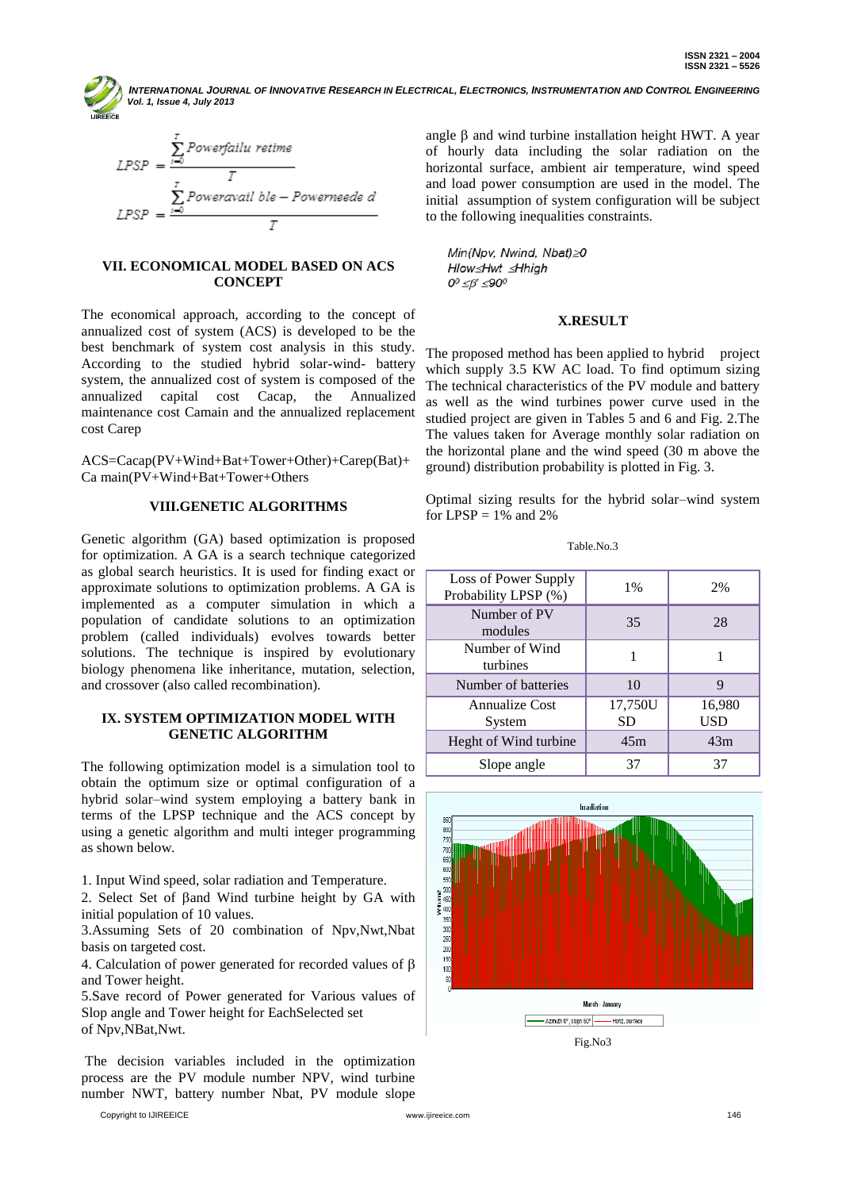$$LPSP = \frac{\sum_{i=0}^{T} Powerfailu\ retime}{T}$$

$$LPSP = \frac{\sum_{i=0}^{T} Poweravail\ ble - Powerneede\ d}{T}$$

## VII. ECONOMICAL MODEL BASED ON ACS CONCEPT

The economical approach, according to the concept of annualized cost of system (ACS) is developed to be the best benchmark of system cost analysis in this study. According to the studied hybrid solar-wind- battery system, the annualized cost of system is composed of the annualized capital cost Cacap, the Annualized maintenance cost Camain and the annualized replacement cost Carep

ACS=Cacap(PV+Wind+Bat+Tower+Other)+Carep(Bat)+ Ca main(PV+Wind+Bat+Tower+Others

## VIII.GENETIC ALGORITHMS

Genetic algorithm (GA) based optimization is proposed for optimization. A GA is a search technique categorized as global search heuristics. It is used for finding exact or approximate solutions to optimization problems. A GA is implemented as a computer simulation in which a population of candidate solutions to an optimization problem (called individuals) evolves towards better solutions. The technique is inspired by evolutionary biology phenomena like inheritance, mutation, selection, and crossover (also called recombination).

## IX. SYSTEM OPTIMIZATION MODEL WITH GENETIC ALGORITHM

The following optimization model is a simulation tool to obtain the optimum size or optimal configuration of a hybrid solar–wind system employing a battery bank in terms of the LPSP technique and the ACS concept by using a genetic algorithm and multi integer programming as shown below.

1. Input Wind speed, solar radiation and Temperature.
2. Select Set of $\beta$and Wind turbine height by GA with initial population of 10 values.
3. Assuming Sets of 20 combination of Npv,Nwt,Nbat basis on targeted cost.
4. Calculation of power generated for recorded values of $\beta$ and Tower height.
5. Save record of Power generated for Various values of Slop angle and Tower height for EachSelected set of Npv,NBat,Nwt.

The decision variables included in the optimization process are the PV module number NPV, wind turbine number NWT, battery number Nbat, PV module slope angle $\beta$ and wind turbine installation height HWT. A year of hourly data including the solar radiation on the horizontal surface, ambient air temperature, wind speed and load power consumption are used in the model. The initial assumption of system configuration will be subject to the following inequalities constraints.

$$Min(Npv,\ Nwind,\ Nbat) \geq 0$$
$$Hlow \leq Hwt \leq Hhigh$$
$$0^0 \leq \beta \leq 90^0$$

## X.RESULT

The proposed method has been applied to hybrid project which supply 3.5 KW AC load. To find optimum sizing The technical characteristics of the PV module and battery as well as the wind turbines power curve used in the studied project are given in Tables 5 and 6 and Fig. 2.The The values taken for Average monthly solar radiation on the horizontal plane and the wind speed (30 m above the ground) distribution probability is plotted in Fig. 3.

Optimal sizing results for the hybrid solar–wind system for LPSP = 1% and 2%

Table.No.3

| Loss of Power Supply Probability LPSP (%) | 1% | 2% |
|---|---|---|
| Number of PV modules | 35 | 28 |
| Number of Wind turbines | 1 | 1 |
| Number of batteries | 10 | 9 |
| Annualize Cost System | 17,750USD | 16,980 USD |
| Heght of Wind turbine | 45m | 43m |
| Slope angle | 37 | 37 |

Fig.No3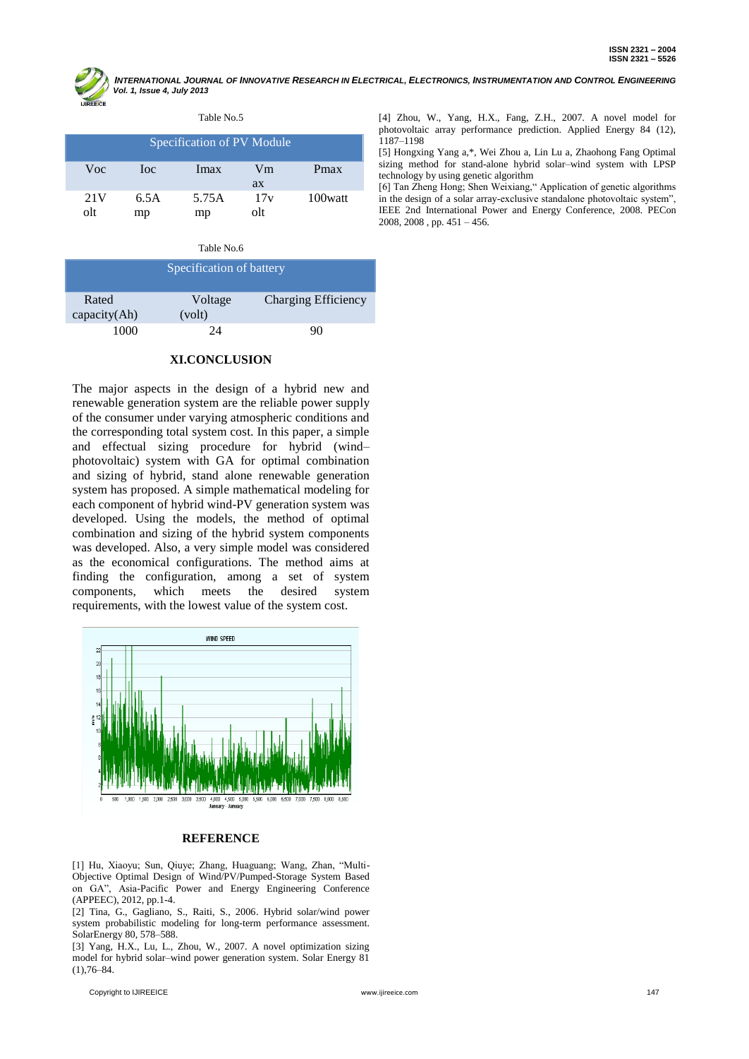Table No.5

| Specification of PV Module | | | | |
|---|---|---|---|---|
| Voc | Ioc | Imax | Vmax | Pmax |
| 21Volt | 6.5Amp | 5.75Amp | 17volt | 100watt |

Table No.6

| Specification of battery | | |
|---|---|---|
| Rated capacity(Ah) | Voltage (volt) | Charging Efficiency |
| 1000 | 24 | 90 |

## XI.CONCLUSION

The major aspects in the design of a hybrid new and renewable generation system are the reliable power supply of the consumer under varying atmospheric conditions and the corresponding total system cost. In this paper, a simple and effectual sizing procedure for hybrid (wind–photovoltaic) system with GA for optimal combination and sizing of hybrid, stand alone renewable generation system has proposed. A simple mathematical modeling for each component of hybrid wind-PV generation system was developed. Using the models, the method of optimal combination and sizing of the hybrid system components was developed. Also, a very simple model was considered as the economical configurations. The method aims at finding the configuration, among a set of system components, which meets the desired system requirements, with the lowest value of the system cost.

WIND SPEED

m/s

0 500 1,000 1,500 2,000 2,500 3,000 3,500 4,000 4,500 5,000 5,500 6,000 6,500 7,000 7,500 8,000 8,500

January - January

## REFERENCE

[1] Hu, Xiaoyu; Sun, Qiuye; Zhang, Huaguang; Wang, Zhan, "Multi-Objective Optimal Design of Wind/PV/Pumped-Storage System Based on GA", Asia-Pacific Power and Energy Engineering Conference (APPEEC), 2012, pp.1-4.

[2] Tina, G., Gagliano, S., Raiti, S., 2006. Hybrid solar/wind power system probabilistic modeling for long-term performance assessment. SolarEnergy 80, 578–588.

[3] Yang, H.X., Lu, L., Zhou, W., 2007. A novel optimization sizing model for hybrid solar–wind power generation system. Solar Energy 81 (1),76–84.

[4] Zhou, W., Yang, H.X., Fang, Z.H., 2007. A novel model for photovoltaic array performance prediction. Applied Energy 84 (12), 1187–1198

[5] Hongxing Yang a,*, Wei Zhou a, Lin Lu a, Zhaohong Fang Optimal sizing method for stand-alone hybrid solar–wind system with LPSP technology by using genetic algorithm

[6] Tan Zheng Hong; Shen Weixiang," Application of genetic algorithms in the design of a solar array-exclusive standalone photovoltaic system", IEEE 2nd International Power and Energy Conference, 2008. PECon 2008, 2008 , pp. 451 – 456.